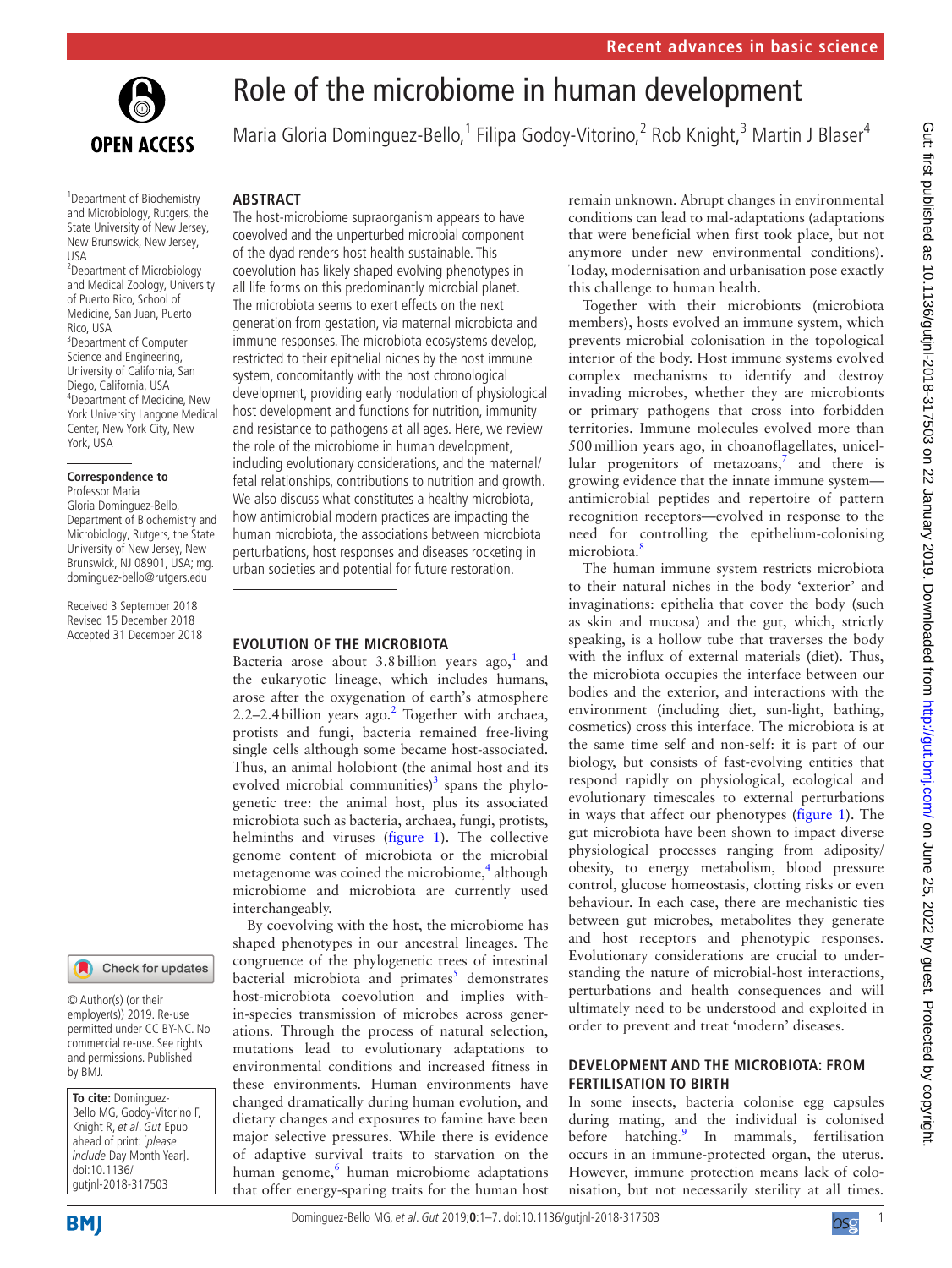# Role of the microbiome in human development

Maria Gloria Dominguez-Bello,[1] Filipa Godoy-Vitorino,[2] Rob Knight,[3] Martin J Blaser[4]

[1]Department of Biochemistry and Microbiology, Rutgers, the State University of New Jersey, New Brunswick, New Jersey, USA
[2]Department of Microbiology and Medical Zoology, University of Puerto Rico, School of Medicine, San Juan, Puerto Rico, USA
[3]Department of Computer Science and Engineering, University of California, San Diego, California, USA
[4]Department of Medicine, New York University Langone Medical Center, New York City, New York, USA

**Correspondence to**
Professor Maria Gloria Dominguez-Bello, Department of Biochemistry and Microbiology, Rutgers, the State University of New Jersey, New Brunswick, NJ 08901, USA; mg.dominguez-bello@rutgers.edu

Received 3 September 2018
Revised 15 December 2018
Accepted 31 December 2018

© Author(s) (or their employer(s)) 2019. Re-use permitted under CC BY-NC. No commercial re-use. See rights and permissions. Published by BMJ.

**To cite:** Dominguez-Bello MG, Godoy-Vitorino F, Knight R, *et al*. *Gut* Epub ahead of print: [*please include* Day Month Year]. doi:10.1136/gutjnl-2018-317503

## ABSTRACT

The host-microbiome supraorganism appears to have coevolved and the unperturbed microbial component of the dyad renders host health sustainable. This coevolution has likely shaped evolving phenotypes in all life forms on this predominantly microbial planet. The microbiota seems to exert effects on the next generation from gestation, via maternal microbiota and immune responses. The microbiota ecosystems develop, restricted to their epithelial niches by the host immune system, concomitantly with the host chronological development, providing early modulation of physiological host development and functions for nutrition, immunity and resistance to pathogens at all ages. Here, we review the role of the microbiome in human development, including evolutionary considerations, and the maternal/fetal relationships, contributions to nutrition and growth. We also discuss what constitutes a healthy microbiota, how antimicrobial modern practices are impacting the human microbiota, the associations between microbiota perturbations, host responses and diseases rocketing in urban societies and potential for future restoration.

## EVOLUTION OF THE MICROBIOTA

Bacteria arose about 3.8 billion years ago,[1] and the eukaryotic lineage, which includes humans, arose after the oxygenation of earth's atmosphere 2.2–2.4 billion years ago.[2] Together with archaea, protists and fungi, bacteria remained free-living single cells although some became host-associated. Thus, an animal holobiont (the animal host and its evolved microbial communities)[3] spans the phylogenetic tree: the animal host, plus its associated microbiota such as bacteria, archaea, fungi, protists, helminths and viruses (figure 1). The collective genome content of microbiota or the microbial metagenome was coined the microbiome,[4] although microbiome and microbiota are currently used interchangeably.

By coevolving with the host, the microbiome has shaped phenotypes in our ancestral lineages. The congruence of the phylogenetic trees of intestinal bacterial microbiota and primates[5] demonstrates host-microbiota coevolution and implies within-species transmission of microbes across generations. Through the process of natural selection, mutations lead to evolutionary adaptations to environmental conditions and increased fitness in these environments. Human environments have changed dramatically during human evolution, and dietary changes and exposures to famine have been major selective pressures. While there is evidence of adaptive survival traits to starvation on the human genome,[6] human microbiome adaptations that offer energy-sparing traits for the human host remain unknown. Abrupt changes in environmental conditions can lead to mal-adaptations (adaptations that were beneficial when first took place, but not anymore under new environmental conditions). Today, modernisation and urbanisation pose exactly this challenge to human health.

Together with their microbionts (microbiota members), hosts evolved an immune system, which prevents microbial colonisation in the topological interior of the body. Host immune systems evolved complex mechanisms to identify and destroy invading microbes, whether they are microbionts or primary pathogens that cross into forbidden territories. Immune molecules evolved more than 500 million years ago, in choanoflagellates, unicellular progenitors of metazoans,[7] and there is growing evidence that the innate immune system—antimicrobial peptides and repertoire of pattern recognition receptors—evolved in response to the need for controlling the epithelium-colonising microbiota.[8]

The human immune system restricts microbiota to their natural niches in the body 'exterior' and invaginations: epithelia that cover the body (such as skin and mucosa) and the gut, which, strictly speaking, is a hollow tube that traverses the body with the influx of external materials (diet). Thus, the microbiota occupies the interface between our bodies and the exterior, and interactions with the environment (including diet, sun-light, bathing, cosmetics) cross this interface. The microbiota is at the same time self and non-self: it is part of our biology, but consists of fast-evolving entities that respond rapidly on physiological, ecological and evolutionary timescales to external perturbations in ways that affect our phenotypes (figure 1). The gut microbiota have been shown to impact diverse physiological processes ranging from adiposity/obesity, to energy metabolism, blood pressure control, glucose homeostasis, clotting risks or even behaviour. In each case, there are mechanistic ties between gut microbes, metabolites they generate and host receptors and phenotypic responses. Evolutionary considerations are crucial to understanding the nature of microbial-host interactions, perturbations and health consequences and will ultimately need to be understood and exploited in order to prevent and treat 'modern' diseases.

## DEVELOPMENT AND THE MICROBIOTA: FROM FERTILISATION TO BIRTH

In some insects, bacteria colonise egg capsules during mating, and the individual is colonised before hatching.[9] In mammals, fertilisation occurs in an immune-protected organ, the uterus. However, immune protection means lack of colonisation, but not necessarily sterility at all times.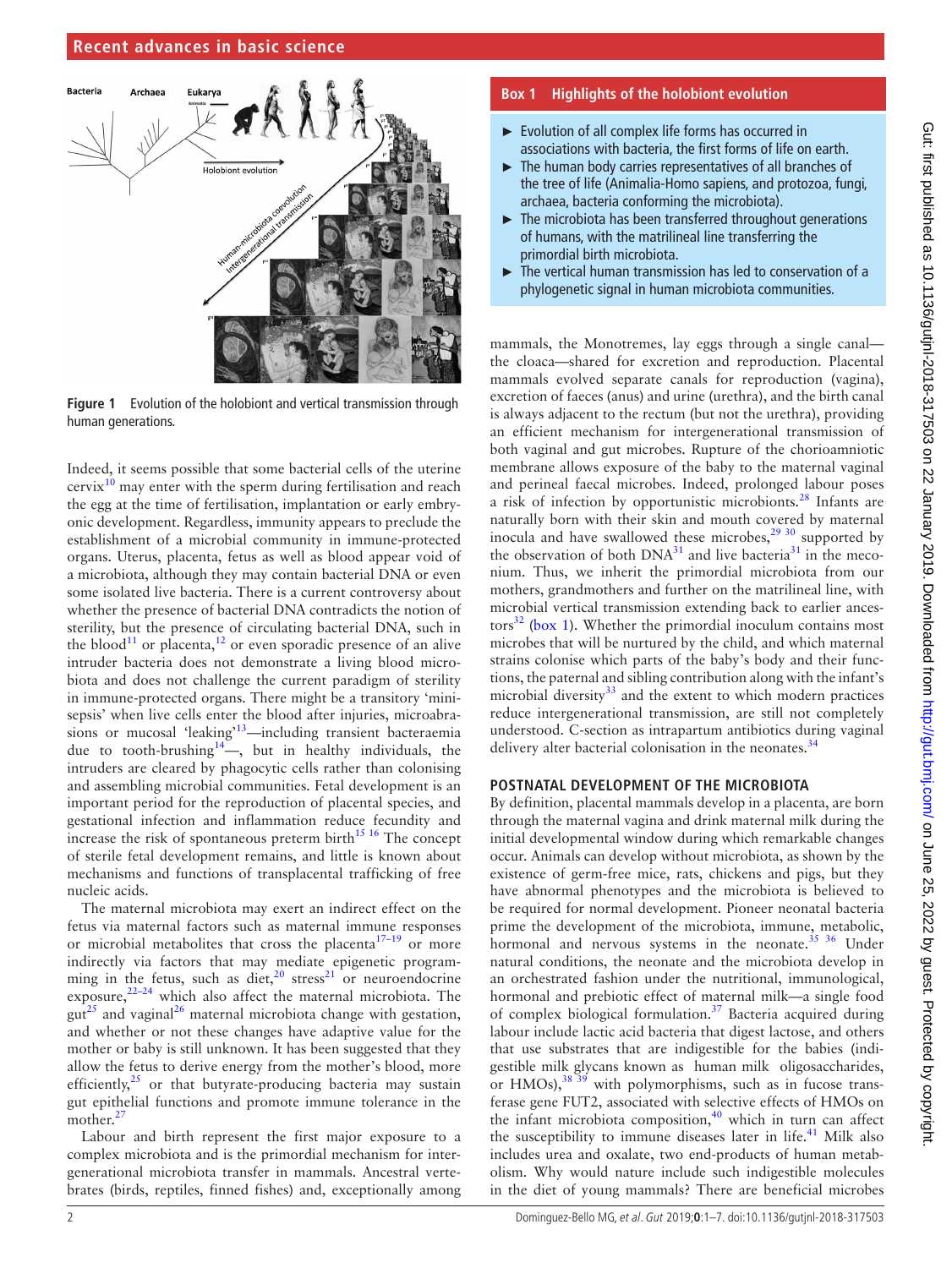Figure 1 Evolution of the holobiont and vertical transmission through human generations.

Indeed, it seems possible that some bacterial cells of the uterine cervix[10] may enter with the sperm during fertilisation and reach the egg at the time of fertilisation, implantation or early embryonic development. Regardless, immunity appears to preclude the establishment of a microbial community in immune-protected organs. Uterus, placenta, fetus as well as blood appear void of a microbiota, although they may contain bacterial DNA or even some isolated live bacteria. There is a current controversy about whether the presence of bacterial DNA contradicts the notion of sterility, but the presence of circulating bacterial DNA, such in the blood[11] or placenta,[12] or even sporadic presence of an alive intruder bacteria does not demonstrate a living blood microbiota and does not challenge the current paradigm of sterility in immune-protected organs. There might be a transitory 'mini-sepsis' when live cells enter the blood after injuries, microabrasions or mucosal 'leaking'[13]—including transient bacteraemia due to tooth-brushing[14]—, but in healthy individuals, the intruders are cleared by phagocytic cells rather than colonising and assembling microbial communities. Fetal development is an important period for the reproduction of placental species, and gestational infection and inflammation reduce fecundity and increase the risk of spontaneous preterm birth[15 16] The concept of sterile fetal development remains, and little is known about mechanisms and functions of transplacental trafficking of free nucleic acids.

The maternal microbiota may exert an indirect effect on the fetus via maternal factors such as maternal immune responses or microbial metabolites that cross the placenta[17–19] or more indirectly via factors that may mediate epigenetic programming in the fetus, such as diet,[20] stress[21] or neuroendocrine exposure,[22–24] which also affect the maternal microbiota. The gut[25] and vaginal[26] maternal microbiota change with gestation, and whether or not these changes have adaptive value for the mother or baby is still unknown. It has been suggested that they allow the fetus to derive energy from the mother's blood, more efficiently,[25] or that butyrate-producing bacteria may sustain gut epithelial functions and promote immune tolerance in the mother.[27]

Labour and birth represent the first major exposure to a complex microbiota and is the primordial mechanism for intergenerational microbiota transfer in mammals. Ancestral vertebrates (birds, reptiles, finned fishes) and, exceptionally among mammals, the Monotremes, lay eggs through a single canal—the cloaca—shared for excretion and reproduction. Placental mammals evolved separate canals for reproduction (vagina), excretion of faeces (anus) and urine (urethra), and the birth canal is always adjacent to the rectum (but not the urethra), providing an efficient mechanism for intergenerational transmission of both vaginal and gut microbes. Rupture of the chorioamniotic membrane allows exposure of the baby to the maternal vaginal and perineal faecal microbes. Indeed, prolonged labour poses a risk of infection by opportunistic microbionts.[28] Infants are naturally born with their skin and mouth covered by maternal inocula and have swallowed these microbes,[29 30] supported by the observation of both DNA[31] and live bacteria[31] in the meconium. Thus, we inherit the primordial microbiota from our mothers, grandmothers and further on the matrilineal line, with microbial vertical transmission extending back to earlier ancestors[32] (box 1). Whether the primordial inoculum contains most microbes that will be nurtured by the child, and which maternal strains colonise which parts of the baby's body and their functions, the paternal and sibling contribution along with the infant's microbial diversity[33] and the extent to which modern practices reduce intergenerational transmission, are still not completely understood. C-section as intrapartum antibiotics during vaginal delivery alter bacterial colonisation in the neonates.[34]

**Box 1 Highlights of the holobiont evolution**

- Evolution of all complex life forms has occurred in associations with bacteria, the first forms of life on earth.
- The human body carries representatives of all branches of the tree of life (Animalia-Homo sapiens, and protozoa, fungi, archaea, bacteria conforming the microbiota).
- The microbiota has been transferred throughout generations of humans, with the matrilineal line transferring the primordial birth microbiota.
- The vertical human transmission has led to conservation of a phylogenetic signal in human microbiota communities.

## POSTNATAL DEVELOPMENT OF THE MICROBIOTA

By definition, placental mammals develop in a placenta, are born through the maternal vagina and drink maternal milk during the initial developmental window during which remarkable changes occur. Animals can develop without microbiota, as shown by the existence of germ-free mice, rats, chickens and pigs, but they have abnormal phenotypes and the microbiota is believed to be required for normal development. Pioneer neonatal bacteria prime the development of the microbiota, immune, metabolic, hormonal and nervous systems in the neonate.[35 36] Under natural conditions, the neonate and the microbiota develop in an orchestrated fashion under the nutritional, immunological, hormonal and prebiotic effect of maternal milk—a single food of complex biological formulation.[37] Bacteria acquired during labour include lactic acid bacteria that digest lactose, and others that use substrates that are indigestible for the babies (indigestible milk glycans known as human milk oligosaccharides, or HMOs),[38 39] with polymorphisms, such as in fucose transferase gene FUT2, associated with selective effects of HMOs on the infant microbiota composition,[40] which in turn can affect the susceptibility to immune diseases later in life.[41] Milk also includes urea and oxalate, two end-products of human metabolism. Why would nature include such indigestible molecules in the diet of young mammals? There are beneficial microbes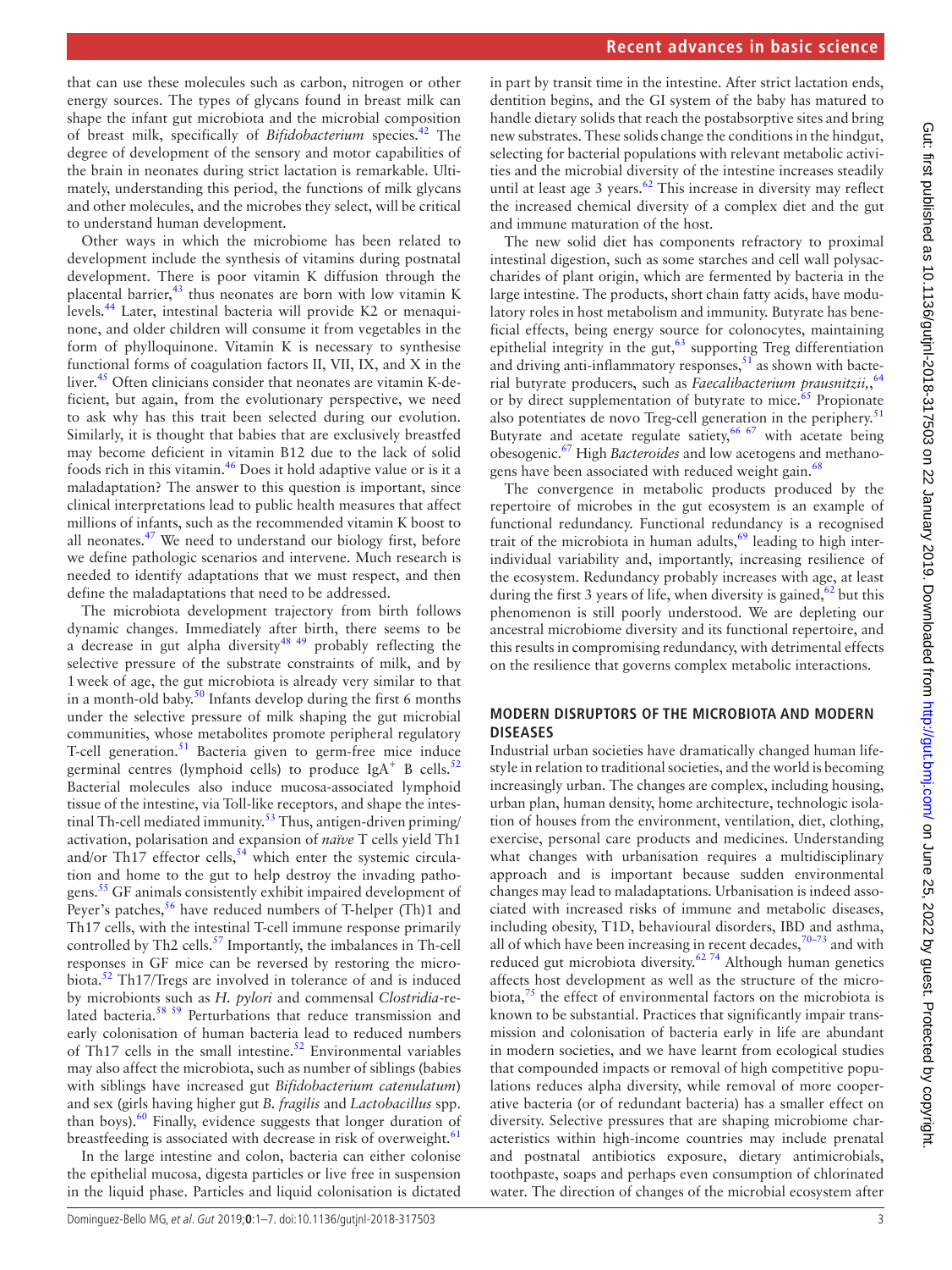that can use these molecules such as carbon, nitrogen or other energy sources. The types of glycans found in breast milk can shape the infant gut microbiota and the microbial composition of breast milk, specifically of *Bifidobacterium* species.[42] The degree of development of the sensory and motor capabilities of the brain in neonates during strict lactation is remarkable. Ultimately, understanding this period, the functions of milk glycans and other molecules, and the microbes they select, will be critical to understand human development.

Other ways in which the microbiome has been related to development include the synthesis of vitamins during postnatal development. There is poor vitamin K diffusion through the placental barrier,[43] thus neonates are born with low vitamin K levels.[44] Later, intestinal bacteria will provide K2 or menaquinone, and older children will consume it from vegetables in the form of phylloquinone. Vitamin K is necessary to synthesise functional forms of coagulation factors II, VII, IX, and X in the liver.[45] Often clinicians consider that neonates are vitamin K-deficient, but again, from the evolutionary perspective, we need to ask why has this trait been selected during our evolution. Similarly, it is thought that babies that are exclusively breastfed may become deficient in vitamin B12 due to the lack of solid foods rich in this vitamin.[46] Does it hold adaptive value or is it a maladaptation? The answer to this question is important, since clinical interpretations lead to public health measures that affect millions of infants, such as the recommended vitamin K boost to all neonates.[47] We need to understand our biology first, before we define pathologic scenarios and intervene. Much research is needed to identify adaptations that we must respect, and then define the maladaptations that need to be addressed.

The microbiota development trajectory from birth follows dynamic changes. Immediately after birth, there seems to be a decrease in gut alpha diversity[48,49] probably reflecting the selective pressure of the substrate constraints of milk, and by 1 week of age, the gut microbiota is already very similar to that in a month-old baby.[50] Infants develop during the first 6 months under the selective pressure of milk shaping the gut microbial communities, whose metabolites promote peripheral regulatory T-cell generation.[51] Bacteria given to germ-free mice induce germinal centres (lymphoid cells) to produce $IgA^+$ B cells.[52] Bacterial molecules also induce mucosa-associated lymphoid tissue of the intestine, via Toll-like receptors, and shape the intestinal Th-cell mediated immunity.[53] Thus, antigen-driven priming/activation, polarisation and expansion of *naïve* T cells yield Th1 and/or Th17 effector cells,[54] which enter the systemic circulation and home to the gut to help destroy the invading pathogens.[55] GF animals consistently exhibit impaired development of Peyer's patches,[56] have reduced numbers of T-helper (Th)1 and Th17 cells, with the intestinal T-cell immune response primarily controlled by Th2 cells.[57] Importantly, the imbalances in Th-cell responses in GF mice can be reversed by restoring the microbiota.[52] Th17/Tregs are involved in tolerance of and is induced by microbionts such as *H. pylori* and commensal *Clostridia*-related bacteria.[58,59] Perturbations that reduce transmission and early colonisation of human bacteria lead to reduced numbers of Th17 cells in the small intestine.[52] Environmental variables may also affect the microbiota, such as number of siblings (babies with siblings have increased gut *Bifidobacterium catenulatum*) and sex (girls having higher gut *B. fragilis* and *Lactobacillus* spp. than boys).[60] Finally, evidence suggests that longer duration of breastfeeding is associated with decrease in risk of overweight.[61]

In the large intestine and colon, bacteria can either colonise the epithelial mucosa, digesta particles or live free in suspension in the liquid phase. Particles and liquid colonisation is dictated in part by transit time in the intestine. After strict lactation ends, dentition begins, and the GI system of the baby has matured to handle dietary solids that reach the postabsorptive sites and bring new substrates. These solids change the conditions in the hindgut, selecting for bacterial populations with relevant metabolic activities and the microbial diversity of the intestine increases steadily until at least age 3 years.[62] This increase in diversity may reflect the increased chemical diversity of a complex diet and the gut and immune maturation of the host.

The new solid diet has components refractory to proximal intestinal digestion, such as some starches and cell wall polysaccharides of plant origin, which are fermented by bacteria in the large intestine. The products, short chain fatty acids, have modulatory roles in host metabolism and immunity. Butyrate has beneficial effects, being energy source for colonocytes, maintaining epithelial integrity in the gut,[63] supporting Treg differentiation and driving anti-inflammatory responses,[51] as shown with bacterial butyrate producers, such as *Faecalibacterium prausnitzii*,,[64] or by direct supplementation of butyrate to mice.[65] Propionate also potentiates de novo Treg-cell generation in the periphery.[51] Butyrate and acetate regulate satiety,[66,67] with acetate being obesogenic.[67] High *Bacteroides* and low acetogens and methanogens have been associated with reduced weight gain.[68]

The convergence in metabolic products produced by the repertoire of microbes in the gut ecosystem is an example of functional redundancy. Functional redundancy is a recognised trait of the microbiota in human adults,[69] leading to high interindividual variability and, importantly, increasing resilience of the ecosystem. Redundancy probably increases with age, at least during the first 3 years of life, when diversity is gained,[62] but this phenomenon is still poorly understood. We are depleting our ancestral microbiome diversity and its functional repertoire, and this results in compromising redundancy, with detrimental effects on the resilience that governs complex metabolic interactions.

## MODERN DISRUPTORS OF THE MICROBIOTA AND MODERN DISEASES

Industrial urban societies have dramatically changed human lifestyle in relation to traditional societies, and the world is becoming increasingly urban. The changes are complex, including housing, urban plan, human density, home architecture, technologic isolation of houses from the environment, ventilation, diet, clothing, exercise, personal care products and medicines. Understanding what changes with urbanisation requires a multidisciplinary approach and is important because sudden environmental changes may lead to maladaptations. Urbanisation is indeed associated with increased risks of immune and metabolic diseases, including obesity, T1D, behavioural disorders, IBD and asthma, all of which have been increasing in recent decades,[70–73] and with reduced gut microbiota diversity.[62,74] Although human genetics affects host development as well as the structure of the microbiota,[75] the effect of environmental factors on the microbiota is known to be substantial. Practices that significantly impair transmission and colonisation of bacteria early in life are abundant in modern societies, and we have learnt from ecological studies that compounded impacts or removal of high competitive populations reduces alpha diversity, while removal of more cooperative bacteria (or of redundant bacteria) has a smaller effect on diversity. Selective pressures that are shaping microbiome characteristics within high-income countries may include prenatal and postnatal antibiotics exposure, dietary antimicrobials, toothpaste, soaps and perhaps even consumption of chlorinated water. The direction of changes of the microbial ecosystem after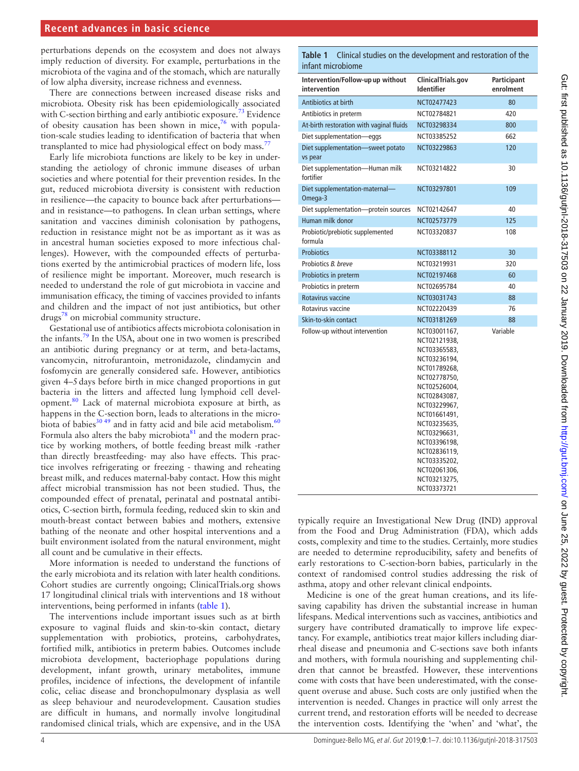perturbations depends on the ecosystem and does not always imply reduction of diversity. For example, perturbations in the microbiota of the vagina and of the stomach, which are naturally of low alpha diversity, increase richness and evenness.

There are connections between increased disease risks and microbiota. Obesity risk has been epidemiologically associated with C-section birthing and early antibiotic exposure.[73] Evidence of obesity causation has been shown in mice,[76] with population-scale studies leading to identification of bacteria that when transplanted to mice had physiological effect on body mass.[77]

Early life microbiota functions are likely to be key in understanding the aetiology of chronic immune diseases of urban societies and where potential for their prevention resides. In the gut, reduced microbiota diversity is consistent with reduction in resilience—the capacity to bounce back after perturbations—and in resistance—to pathogens. In clean urban settings, where sanitation and vaccines diminish colonisation by pathogens, reduction in resistance might not be as important as it was as in ancestral human societies exposed to more infectious challenges). However, with the compounded effects of perturbations exerted by the antimicrobial practices of modern life, loss of resilience might be important. Moreover, much research is needed to understand the role of gut microbiota in vaccine and immunisation efficacy, the timing of vaccines provided to infants and children and the impact of not just antibiotics, but other drugs[78] on microbial community structure.

Gestational use of antibiotics affects microbiota colonisation in the infants.[79] In the USA, about one in two women is prescribed an antibiotic during pregnancy or at term, and beta-lactams, vancomycin, nitrofurantoin, metronidazole, clindamycin and fosfomycin are generally considered safe. However, antibiotics given 4–5 days before birth in mice changed proportions in gut bacteria in the litters and affected lung lymphoid cell development.[80] Lack of maternal microbiota exposure at birth, as happens in the C-section born, leads to alterations in the microbiota of babies[30 49] and in fatty acid and bile acid metabolism.[60] Formula also alters the baby microbiota[81] and the modern practice by working mothers, of bottle feeding breast milk -rather than directly breastfeeding- may also have effects. This practice involves refrigerating or freezing - thawing and reheating breast milk, and reduces maternal-baby contact. How this might affect microbial transmission has not been studied. Thus, the compounded effect of prenatal, perinatal and postnatal antibiotics, C-section birth, formula feeding, reduced skin to skin and mouth-breast contact between babies and mothers, extensive bathing of the neonate and other hospital interventions and a built environment isolated from the natural environment, might all count and be cumulative in their effects.

More information is needed to understand the functions of the early microbiota and its relation with later health conditions. Cohort studies are currently ongoing; ClinicalTrials.org shows 17 longitudinal clinical trials with interventions and 18 without interventions, being performed in infants (table 1).

The interventions include important issues such as at birth exposure to vaginal fluids and skin-to-skin contact, dietary supplementation with probiotics, proteins, carbohydrates, fortified milk, antibiotics in preterm babies. Outcomes include microbiota development, bacteriophage populations during development, infant growth, urinary metabolites, immune profiles, incidence of infections, the development of infantile colic, celiac disease and bronchopulmonary dysplasia as well as sleep behaviour and neurodevelopment. Causation studies are difficult in humans, and normally involve longitudinal randomised clinical trials, which are expensive, and in the USA typically require an Investigational New Drug (IND) approval from the Food and Drug Administration (FDA), which adds costs, complexity and time to the studies. Certainly, more studies are needed to determine reproducibility, safety and benefits of early restorations to C-section-born babies, particularly in the context of randomised control studies addressing the risk of asthma, atopy and other relevant clinical endpoints.

**Table 1** Clinical studies on the development and restoration of the infant microbiome

| Intervention/Follow-up up without intervention | ClinicalTrials.gov Identifier | Participant enrolment |
|---|---|---|
| Antibiotics at birth | NCT02477423 | 80 |
| Antibiotics in preterm | NCT02784821 | 420 |
| At-birth restoration with vaginal fluids | NCT03298334 | 800 |
| Diet supplementation—eggs | NCT03385252 | 662 |
| Diet supplementation—sweet potato vs pear | NCT03229863 | 120 |
| Diet supplementation—Human milk fortifier | NCT03214822 | 30 |
| Diet supplementation-maternal—Omega-3 | NCT03297801 | 109 |
| Diet supplementation—protein sources | NCT02142647 | 40 |
| Human milk donor | NCT02573779 | 125 |
| Probiotic/prebiotic supplemented formula | NCT03320837 | 108 |
| Probiotics | NCT03388112 | 30 |
| Probiotics *B. breve* | NCT03219931 | 320 |
| Probiotics in preterm | NCT02197468 | 60 |
| Probiotics in preterm | NCT02695784 | 40 |
| Rotavirus vaccine | NCT03031743 | 88 |
| Rotavirus vaccine | NCT02220439 | 76 |
| Skin-to-skin contact | NCT03181269 | 88 |
| Follow-up without intervention | NCT03001167, NCT02121938, NCT03365583, NCT03236194, NCT01789268, NCT02778750, NCT02526004, NCT02843087, NCT03229967, NCT01661491, NCT03235635, NCT03296631, NCT03396198, NCT02836119, NCT03335202, NCT02061306, NCT03213275, NCT03373721 | Variable |

Medicine is one of the great human creations, and its life-saving capability has driven the substantial increase in human lifespans. Medical interventions such as vaccines, antibiotics and surgery have contributed dramatically to improve life expectancy. For example, antibiotics treat major killers including diarrheal disease and pneumonia and C-sections save both infants and mothers, with formula nourishing and supplementing children that cannot be breastfed. However, these interventions come with costs that have been underestimated, with the consequent overuse and abuse. Such costs are only justified when the intervention is needed. Changes in practice will only arrest the current trend, and restoration efforts will be needed to decrease the intervention costs. Identifying the 'when' and 'what', the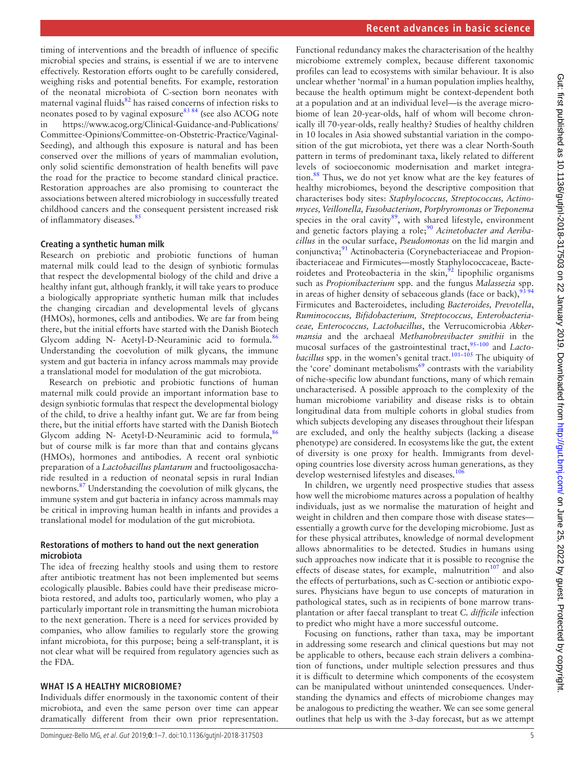timing of interventions and the breadth of influence of specific microbial species and strains, is essential if we are to intervene effectively. Restoration efforts ought to be carefully considered, weighing risks and potential benefits. For example, restoration of the neonatal microbiota of C-section born neonates with maternal vaginal fluids[82] has raised concerns of infection risks to neonates posed to by vaginal exposure[83 84] (see also ACOG note in https://www.acog.org/Clinical-Guidance-and-Publications/Committee-Opinions/Committee-on-Obstetric-Practice/Vaginal-Seeding), and although this exposure is natural and has been conserved over the millions of years of mammalian evolution, only solid scientific demonstration of health benefits will pave the road for the practice to become standard clinical practice. Restoration approaches are also promising to counteract the associations between altered microbiology in successfully treated childhood cancers and the consequent persistent increased risk of inflammatory diseases.[85]

### Creating a synthetic human milk

Research on prebiotic and probiotic functions of human maternal milk could lead to the design of synbiotic formulas that respect the developmental biology of the child and drive a healthy infant gut, although frankly, it will take years to produce a biologically appropriate synthetic human milk that includes the changing circadian and developmental levels of glycans (HMOs), hormones, cells and antibodies. We are far from being there, but the initial efforts have started with the Danish Biotech Glycom adding N- Acetyl-D-Neuraminic acid to formula.[86] Understanding the coevolution of milk glycans, the immune system and gut bacteria in infancy across mammals may provide a translational model for modulation of the gut microbiota.

Research on prebiotic and probiotic functions of human maternal milk could provide an important information base to design synbiotic formulas that respect the developmental biology of the child, to drive a healthy infant gut. We are far from being there, but the initial efforts have started with the Danish Biotech Glycom adding N- Acetyl-D-Neuraminic acid to formula,[86] but of course milk is far more than that and contains glycans (HMOs), hormones and antibodies. A recent oral synbiotic preparation of a *Lactobacillus plantarum* and fructooligosaccharide resulted in a reduction of neonatal sepsis in rural Indian newborns.[87] Understanding the coevolution of milk glycans, the immune system and gut bacteria in infancy across mammals may be critical in improving human health in infants and provides a translational model for modulation of the gut microbiota.

### Restorations of mothers to hand out the next generation microbiota

The idea of freezing healthy stools and using them to restore after antibiotic treatment has not been implemented but seems ecologically plausible. Babies could have their predisease microbiota restored, and adults too, particularly women, who play a particularly important role in transmitting the human microbiota to the next generation. There is a need for services provided by companies, who allow families to regularly store the growing infant microbiota, for this purpose; being a self-transplant, it is not clear what will be required from regulatory agencies such as the FDA.

## WHAT IS A HEALTHY MICROBIOME?

Individuals differ enormously in the taxonomic content of their microbiota, and even the same person over time can appear dramatically different from their own prior representation. Functional redundancy makes the characterisation of the healthy microbiome extremely complex, because different taxonomic profiles can lead to ecosystems with similar behaviour. It is also unclear whether 'normal' in a human population implies healthy, because the health optimum might be context-dependent both at a population and at an individual level—is the average microbiome of lean 20-year-olds, half of whom will become chronically ill 70-year-olds, really healthy? Studies of healthy children in 10 locales in Asia showed substantial variation in the composition of the gut microbiota, yet there was a clear North-South pattern in terms of predominant taxa, likely related to different levels of socioeconomic modernisation and market integration.[88] Thus, we do not yet know what are the key features of healthy microbiomes, beyond the descriptive composition that characterises body sites: *Staphylococcus, Streptococcus, Actinomyces, Veillonella, Fusobacterium, Porphyromonas or Treponema* species in the oral cavity[89], with shared lifestyle, environment and genetic factors playing a role;[90] *Acinetobacter and Aeribacillus* in the ocular surface, *Pseudomonas* on the lid margin and conjunctiva;[91] Actinobacteria (Corynebacteriaceae and Propionibacteriaceae and Firmicutes—mostly Staphylococcaceae, Bacteroidetes and Proteobacteria in the skin,[92] lipophilic organisms such as *Propionibacterium* spp. and the fungus *Malassezia* spp. in areas of higher density of sebaceous glands (face or back),[93 94] Firmicutes and Bacteroidetes, including *Bacteroides, Prevotella*, *Ruminococcus, Bifidobacterium, Streptococcus, Enterobacteriaceae, Enterococcus, Lactobacillus*, the Verrucomicrobia *Akkermansia* and the archaeal *Methanobrevibacter smithii* in the mucosal surfaces of the gastrointestinal tract,[95–100] and *Lactobacillus* spp. in the women's genital tract.[101–105] The ubiquity of the 'core' dominant metabolisms[69] contrasts with the variability of niche-specific low abundant functions, many of which remain uncharacterised. A possible approach to the complexity of the human microbiome variability and disease risks is to obtain longitudinal data from multiple cohorts in global studies from which subjects developing any diseases throughout their lifespan are excluded, and only the healthy subjects (lacking a disease phenotype) are considered. In ecosystems like the gut, the extent of diversity is one proxy for health. Immigrants from developing countries lose diversity across human generations, as they develop westernised lifestyles and diseases.[106]

In children, we urgently need prospective studies that assess how well the microbiome matures across a population of healthy individuals, just as we normalise the maturation of height and weight in children and then compare those with disease states—essentially a growth curve for the developing microbiome. Just as for these physical attributes, knowledge of normal development allows abnormalities to be detected. Studies in humans using such approaches now indicate that it is possible to recognise the effects of disease states, for example, malnutrition[107] and also the effects of perturbations, such as C-section or antibiotic exposures. Physicians have begun to use concepts of maturation in pathological states, such as in recipients of bone marrow transplantation or after faecal transplant to treat *C. difficile* infection to predict who might have a more successful outcome.

Focusing on functions, rather than taxa, may be important in addressing some research and clinical questions but may not be applicable to others, because each strain delivers a combination of functions, under multiple selection pressures and thus it is difficult to determine which components of the ecosystem can be manipulated without unintended consequences. Understanding the dynamics and effects of microbiome changes may be analogous to predicting the weather. We can see some general outlines that help us with the 3-day forecast, but as we attempt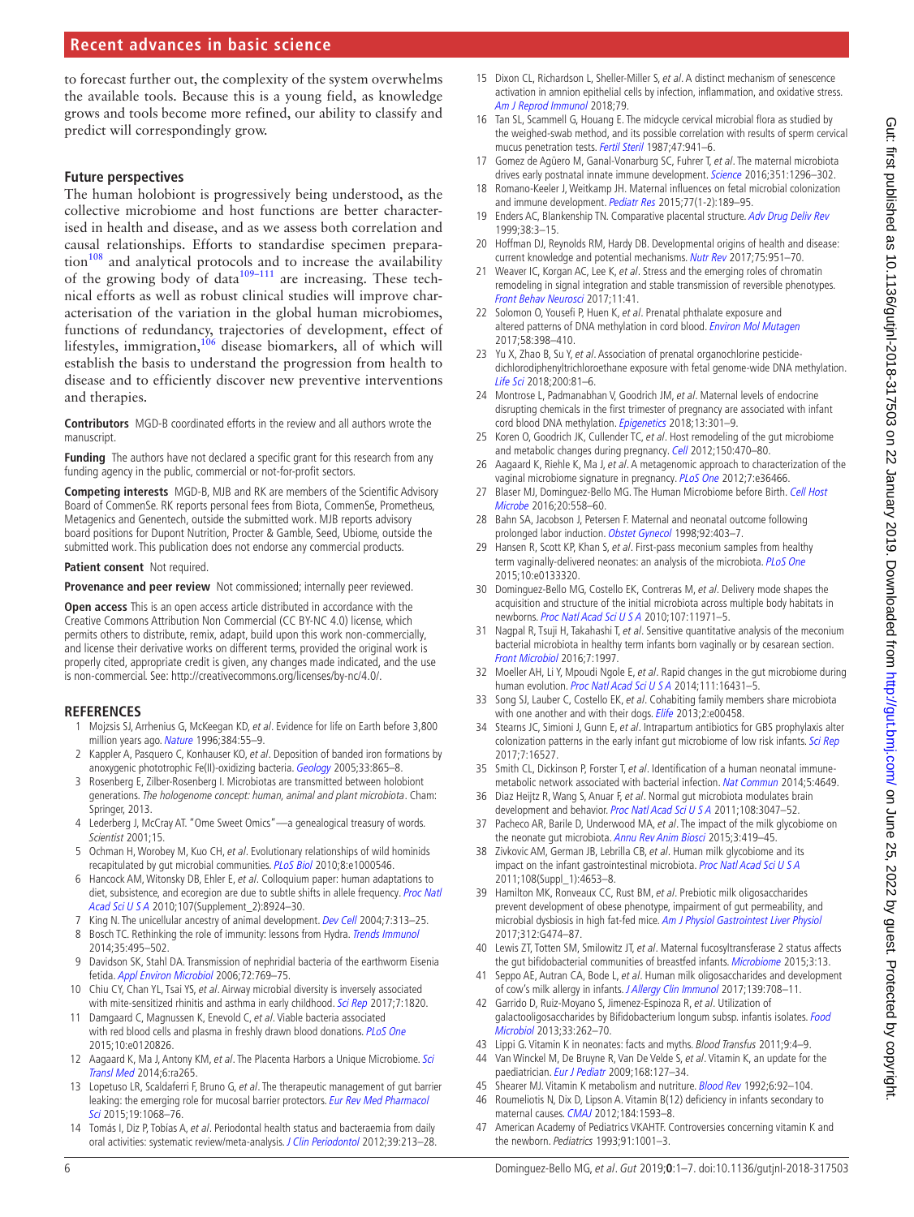to forecast further out, the complexity of the system overwhelms the available tools. Because this is a young field, as knowledge grows and tools become more refined, our ability to classify and predict will correspondingly grow.

## Future perspectives

The human holobiont is progressively being understood, as the collective microbiome and host functions are better characterised in health and disease, and as we assess both correlation and causal relationships. Efforts to standardise specimen preparation[108] and analytical protocols and to increase the availability of the growing body of data[109–111] are increasing. These technical efforts as well as robust clinical studies will improve characterisation of the variation in the global human microbiomes, functions of redundancy, trajectories of development, effect of lifestyles, immigration,[106] disease biomarkers, all of which will establish the basis to understand the progression from health to disease and to efficiently discover new preventive interventions and therapies.

**Contributors** MGD-B coordinated efforts in the review and all authors wrote the manuscript.

**Funding** The authors have not declared a specific grant for this research from any funding agency in the public, commercial or not-for-profit sectors.

**Competing interests** MGD-B, MJB and RK are members of the Scientific Advisory Board of CommenSe. RK reports personal fees from Biota, CommenSe, Prometheus, Metagenics and Genentech, outside the submitted work. MJB reports advisory board positions for Dupont Nutrition, Procter & Gamble, Seed, Ubiome, outside the submitted work. This publication does not endorse any commercial products.

**Patient consent** Not required.

**Provenance and peer review** Not commissioned; internally peer reviewed.

**Open access** This is an open access article distributed in accordance with the Creative Commons Attribution Non Commercial (CC BY-NC 4.0) license, which permits others to distribute, remix, adapt, build upon this work non-commercially, and license their derivative works on different terms, provided the original work is properly cited, appropriate credit is given, any changes made indicated, and the use is non-commercial. See: http://creativecommons.org/licenses/by-nc/4.0/.

## REFERENCES

1. Mojzsis SJ, Arrhenius G, McKeegan KD, *et al*. Evidence for life on Earth before 3,800 million years ago. *Nature* 1996;384:55–9.
2. Kappler A, Pasquero C, Konhauser KO, *et al*. Deposition of banded iron formations by anoxygenic phototrophic Fe(II)-oxidizing bacteria. *Geology* 2005;33:865–8.
3. Rosenberg E, Zilber-Rosenberg I. Microbiotas are transmitted between holobiont generations. *The hologenome concept: human, animal and plant microbiota*. Cham: Springer, 2013.
4. Lederberg J, McCray AT. "Ome Sweet Omics"—a genealogical treasury of words. *Scientist* 2001;15.
5. Ochman H, Worobey M, Kuo CH, *et al*. Evolutionary relationships of wild hominids recapitulated by gut microbial communities. *PLoS Biol* 2010;8:e1000546.
6. Hancock AM, Witonsky DB, Ehler E, *et al*. Colloquium paper: human adaptations to diet, subsistence, and ecoregion are due to subtle shifts in allele frequency. *Proc Natl Acad Sci U S A* 2010;107(Supplement_2):8924–30.
7. King N. The unicellular ancestry of animal development. *Dev Cell* 2004;7:313–25.
8. Bosch TC. Rethinking the role of immunity: lessons from Hydra. *Trends Immunol* 2014;35:495–502.
9. Davidson SK, Stahl DA. Transmission of nephridial bacteria of the earthworm Eisenia fetida. *Appl Environ Microbiol* 2006;72:769–75.
10. Chiu CY, Chan YL, Tsai YS, *et al*. Airway microbial diversity is inversely associated with mite-sensitized rhinitis and asthma in early childhood. *Sci Rep* 2017;7:1820.
11. Damgaard C, Magnussen K, Enevold C, *et al*. Viable bacteria associated with red blood cells and plasma in freshly drawn blood donations. *PLoS One* 2015;10:e0120826.
12. Aagaard K, Ma J, Antony KM, *et al*. The Placenta Harbors a Unique Microbiome. *Sci Transl Med* 2014;6:ra265.
13. Lopetuso LR, Scaldaferri F, Bruno G, *et al*. The therapeutic management of gut barrier leaking: the emerging role for mucosal barrier protectors. *Eur Rev Med Pharmacol Sci* 2015;19:1068–76.
14. Tomás I, Diz P, Tobías A, *et al*. Periodontal health status and bacteraemia from daily oral activities: systematic review/meta-analysis. *J Clin Periodontol* 2012;39:213–28.
15. Dixon CL, Richardson L, Sheller-Miller S, *et al*. A distinct mechanism of senescence activation in amnion epithelial cells by infection, inflammation, and oxidative stress. *Am J Reprod Immunol* 2018;79.
16. Tan SL, Scammell G, Houang E. The midcycle cervical microbial flora as studied by the weighed-swab method, and its possible correlation with results of sperm cervical mucus penetration tests. *Fertil Steril* 1987;47:941–6.
17. Gomez de Agüero M, Ganal-Vonarburg SC, Fuhrer T, *et al*. The maternal microbiota drives early postnatal innate immune development. *Science* 2016;351:1296–302.
18. Romano-Keeler J, Weitkamp JH. Maternal influences on fetal microbial colonization and immune development. *Pediatr Res* 2015;77(1-2):189–95.
19. Enders AC, Blankenship TN. Comparative placental structure. *Adv Drug Deliv Rev* 1999;38:3–15.
20. Hoffman DJ, Reynolds RM, Hardy DB. Developmental origins of health and disease: current knowledge and potential mechanisms. *Nutr Rev* 2017;75:951–70.
21. Weaver IC, Korgan AC, Lee K, *et al*. Stress and the emerging roles of chromatin remodeling in signal integration and stable transmission of reversible phenotypes. *Front Behav Neurosci* 2017;11:41.
22. Solomon O, Yousefi P, Huen K, *et al*. Prenatal phthalate exposure and altered patterns of DNA methylation in cord blood. *Environ Mol Mutagen* 2017;58:398–410.
23. Yu X, Zhao B, Su Y, *et al*. Association of prenatal organochlorine pesticide-dichlorodiphenyltrichloroethane exposure with fetal genome-wide DNA methylation. *Life Sci* 2018;200:81–6.
24. Montrose L, Padmanabhan V, Goodrich JM, *et al*. Maternal levels of endocrine disrupting chemicals in the first trimester of pregnancy are associated with infant cord blood DNA methylation. *Epigenetics* 2018;13:301–9.
25. Koren O, Goodrich JK, Cullender TC, *et al*. Host remodeling of the gut microbiome and metabolic changes during pregnancy. *Cell* 2012;150:470–80.
26. Aagaard K, Riehle K, Ma J, *et al*. A metagenomic approach to characterization of the vaginal microbiome signature in pregnancy. *PLoS One* 2012;7:e36466.
27. Blaser MJ, Dominguez-Bello MG. The Human Microbiome before Birth. *Cell Host Microbe* 2016;20:558–60.
28. Bahn SA, Jacobson J, Petersen F. Maternal and neonatal outcome following prolonged labor induction. *Obstet Gynecol* 1998;92:403–7.
29. Hansen R, Scott KP, Khan S, *et al*. First-pass meconium samples from healthy term vaginally-delivered neonates: an analysis of the microbiota. *PLoS One* 2015;10:e0133320.
30. Dominguez-Bello MG, Costello EK, Contreras M, *et al*. Delivery mode shapes the acquisition and structure of the initial microbiota across multiple body habitats in newborns. *Proc Natl Acad Sci U S A* 2010;107:11971–5.
31. Nagpal R, Tsuji H, Takahashi T, *et al*. Sensitive quantitative analysis of the meconium bacterial microbiota in healthy term infants born vaginally or by cesarean section. *Front Microbiol* 2016;7:1997.
32. Moeller AH, Li Y, Mpoudi Ngole E, *et al*. Rapid changes in the gut microbiome during human evolution. *Proc Natl Acad Sci U S A* 2014;111:16431–5.
33. Song SJ, Lauber C, Costello EK, *et al*. Cohabiting family members share microbiota with one another and with their dogs. *Elife* 2013;2:e00458.
34. Stearns JC, Simioni J, Gunn E, *et al*. Intrapartum antibiotics for GBS prophylaxis alter colonization patterns in the early infant gut microbiome of low risk infants. *Sci Rep* 2017;7:16527.
35. Smith CL, Dickinson P, Forster T, *et al*. Identification of a human neonatal immune-metabolic network associated with bacterial infection. *Nat Commun* 2014;5:4649.
36. Diaz Heijtz R, Wang S, Anuar F, *et al*. Normal gut microbiota modulates brain development and behavior. *Proc Natl Acad Sci U S A* 2011;108:3047–52.
37. Pacheco AR, Barile D, Underwood MA, *et al*. The impact of the milk glycobiome on the neonate gut microbiota. *Annu Rev Anim Biosci* 2015;3:419–45.
38. Zivkovic AM, German JB, Lebrilla CB, *et al*. Human milk glycobiome and its impact on the infant gastrointestinal microbiota. *Proc Natl Acad Sci U S A* 2011;108(Suppl_1):4653–8.
39. Hamilton MK, Ronveaux CC, Rust BM, *et al*. Prebiotic milk oligosaccharides prevent development of obese phenotype, impairment of gut permeability, and microbial dysbiosis in high fat-fed mice. *Am J Physiol Gastrointest Liver Physiol* 2017;312:G474–87.
40. Lewis ZT, Totten SM, Smilowitz JT, *et al*. Maternal fucosyltransferase 2 status affects the gut bifidobacterial communities of breastfed infants. *Microbiome* 2015;3:13.
41. Seppo AE, Autran CA, Bode L, *et al*. Human milk oligosaccharides and development of cow's milk allergy in infants. *J Allergy Clin Immunol* 2017;139:708–11.
42. Garrido D, Ruiz-Moyano S, Jimenez-Espinoza R, *et al*. Utilization of galactooligosaccharides by Bifidobacterium longum subsp. infantis isolates. *Food Microbiol* 2013;33:262–70.
43. Lippi G. Vitamin K in neonates: facts and myths. *Blood Transfus* 2011;9:4–9.
44. Van Winckel M, De Bruyne R, Van De Velde S, *et al*. Vitamin K, an update for the paediatrician. *Eur J Pediatr* 2009;168:127–34.
45. Shearer MJ. Vitamin K metabolism and nutriture. *Blood Rev* 1992;6:92–104.
46. Roumeliotis N, Dix D, Lipson A. Vitamin B(12) deficiency in infants secondary to maternal causes. *CMAJ* 2012;184:1593–8.
47. American Academy of Pediatrics VKAHTF. Controversies concerning vitamin K and the newborn. *Pediatrics* 1993;91:1001–3.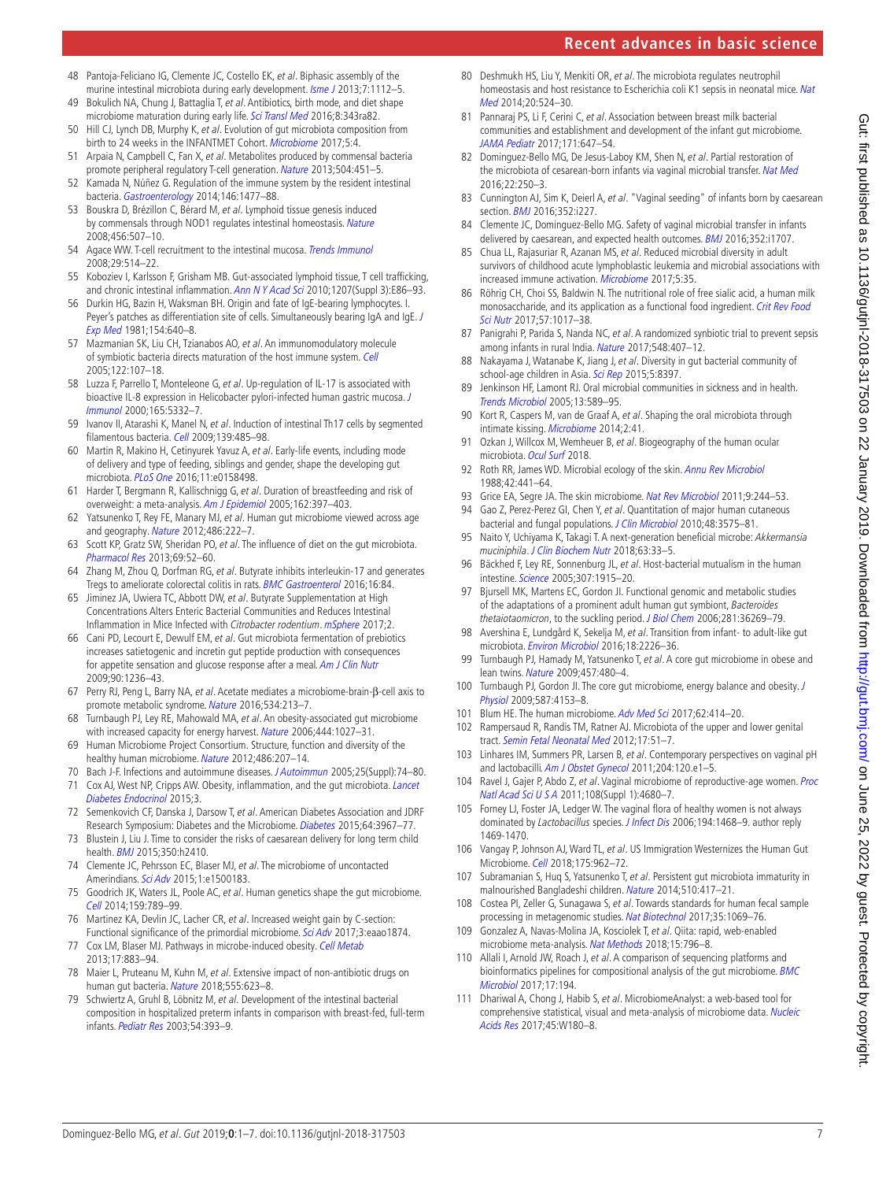48 Pantoja-Feliciano IG, Clemente JC, Costello EK, *et al*. Biphasic assembly of the murine intestinal microbiota during early development. *Isme J* 2013;7:1112–5.
49 Bokulich NA, Chung J, Battaglia T, *et al*. Antibiotics, birth mode, and diet shape microbiome maturation during early life. *Sci Transl Med* 2016;8:343ra82.
50 Hill CJ, Lynch DB, Murphy K, *et al*. Evolution of gut microbiota composition from birth to 24 weeks in the INFANTMET Cohort. *Microbiome* 2017;5:4.
51 Arpaia N, Campbell C, Fan X, *et al*. Metabolites produced by commensal bacteria promote peripheral regulatory T-cell generation. *Nature* 2013;504:451–5.
52 Kamada N, Núñez G. Regulation of the immune system by the resident intestinal bacteria. *Gastroenterology* 2014;146:1477–88.
53 Bouskra D, Brézillon C, Bérard M, *et al*. Lymphoid tissue genesis induced by commensals through NOD1 regulates intestinal homeostasis. *Nature* 2008;456:507–10.
54 Agace WW. T-cell recruitment to the intestinal mucosa. *Trends Immunol* 2008;29:514–22.
55 Koboziev I, Karlsson F, Grisham MB. Gut-associated lymphoid tissue, T cell trafficking, and chronic intestinal inflammation. *Ann N Y Acad Sci* 2010;1207(Suppl 3):E86–93.
56 Durkin HG, Bazin H, Waksman BH. Origin and fate of IgE-bearing lymphocytes. I. Peyer's patches as differentiation site of cells. Simultaneously bearing IgA and IgE. *J Exp Med* 1981;154:640–8.
57 Mazmanian SK, Liu CH, Tzianabos AO, *et al*. An immunomodulatory molecule of symbiotic bacteria directs maturation of the host immune system. *Cell* 2005;122:107–18.
58 Luzza F, Parrello T, Monteleone G, *et al*. Up-regulation of IL-17 is associated with bioactive IL-8 expression in Helicobacter pylori-infected human gastric mucosa. *J Immunol* 2000;165:5332–7.
59 Ivanov II, Atarashi K, Manel N, *et al*. Induction of intestinal Th17 cells by segmented filamentous bacteria. *Cell* 2009;139:485–98.
60 Martin R, Makino H, Cetinyurek Yavuz A, *et al*. Early-life events, including mode of delivery and type of feeding, siblings and gender, shape the developing gut microbiota. *PLoS One* 2016;11:e0158498.
61 Harder T, Bergmann R, Kallischnigg G, *et al*. Duration of breastfeeding and risk of overweight: a meta-analysis. *Am J Epidemiol* 2005;162:397–403.
62 Yatsunenko T, Rey FE, Manary MJ, *et al*. Human gut microbiome viewed across age and geography. *Nature* 2012;486:222–7.
63 Scott KP, Gratz SW, Sheridan PO, *et al*. The influence of diet on the gut microbiota. *Pharmacol Res* 2013;69:52–60.
64 Zhang M, Zhou Q, Dorfman RG, *et al*. Butyrate inhibits interleukin-17 and generates Tregs to ameliorate colorectal colitis in rats. *BMC Gastroenterol* 2016;16:84.
65 Jiminez JA, Uwiera TC, Abbott DW, *et al*. Butyrate Supplementation at High Concentrations Alters Enteric Bacterial Communities and Reduces Intestinal Inflammation in Mice Infected with *Citrobacter rodentium*. *mSphere* 2017;2.
66 Cani PD, Lecourt E, Dewulf EM, *et al*. Gut microbiota fermentation of prebiotics increases satietogenic and incretin gut peptide production with consequences for appetite sensation and glucose response after a meal. *Am J Clin Nutr* 2009;90:1236–43.
67 Perry RJ, Peng L, Barry NA, *et al*. Acetate mediates a microbiome-brain-β-cell axis to promote metabolic syndrome. *Nature* 2016;534:213–7.
68 Turnbaugh PJ, Ley RE, Mahowald MA, *et al*. An obesity-associated gut microbiome with increased capacity for energy harvest. *Nature* 2006;444:1027–31.
69 Human Microbiome Project Consortium. Structure, function and diversity of the healthy human microbiome. *Nature* 2012;486:207–14.
70 Bach J-F. Infections and autoimmune diseases. *J Autoimmun* 2005;25(Suppl):74–80.
71 Cox AJ, West NP, Cripps AW. Obesity, inflammation, and the gut microbiota. *Lancet Diabetes Endocrinol* 2015;3.
72 Semenkovich CF, Danska J, Darsow T, *et al*. American Diabetes Association and JDRF Research Symposium: Diabetes and the Microbiome. *Diabetes* 2015;64:3967–77.
73 Blustein J, Liu J. Time to consider the risks of caesarean delivery for long term child health. *BMJ* 2015;350:h2410.
74 Clemente JC, Pehrsson EC, Blaser MJ, *et al*. The microbiome of uncontacted Amerindians. *Sci Adv* 2015;1:e1500183.
75 Goodrich JK, Waters JL, Poole AC, *et al*. Human genetics shape the gut microbiome. *Cell* 2014;159:789–99.
76 Martinez KA, Devlin JC, Lacher CR, *et al*. Increased weight gain by C-section: Functional significance of the primordial microbiome. *Sci Adv* 2017;3:eaao1874.
77 Cox LM, Blaser MJ. Pathways in microbe-induced obesity. *Cell Metab* 2013;17:883–94.
78 Maier L, Pruteanu M, Kuhn M, *et al*. Extensive impact of non-antibiotic drugs on human gut bacteria. *Nature* 2018;555:623–8.
79 Schwiertz A, Gruhl B, Löbnitz M, *et al*. Development of the intestinal bacterial composition in hospitalized preterm infants in comparison with breast-fed, full-term infants. *Pediatr Res* 2003;54:393–9.
80 Deshmukh HS, Liu Y, Menkiti OR, *et al*. The microbiota regulates neutrophil homeostasis and host resistance to Escherichia coli K1 sepsis in neonatal mice. *Nat Med* 2014;20:524–30.
81 Pannaraj PS, Li F, Cerini C, *et al*. Association between breast milk bacterial communities and establishment and development of the infant gut microbiome. *JAMA Pediatr* 2017;171:647–54.
82 Dominguez-Bello MG, De Jesus-Laboy KM, Shen N, *et al*. Partial restoration of the microbiota of cesarean-born infants via vaginal microbial transfer. *Nat Med* 2016;22:250–3.
83 Cunnington AJ, Sim K, Deierl A, *et al*. "Vaginal seeding" of infants born by caesarean section. *BMJ* 2016;352:i227.
84 Clemente JC, Dominguez-Bello MG. Safety of vaginal microbial transfer in infants delivered by caesarean, and expected health outcomes. *BMJ* 2016;352:i1707.
85 Chua LL, Rajasuriar R, Azanan MS, *et al*. Reduced microbial diversity in adult survivors of childhood acute lymphoblastic leukemia and microbial associations with increased immune activation. *Microbiome* 2017;5:35.
86 Röhrig CH, Choi SS, Baldwin N. The nutritional role of free sialic acid, a human milk monosaccharide, and its application as a functional food ingredient. *Crit Rev Food Sci Nutr* 2017;57:1017–38.
87 Panigrahi P, Parida S, Nanda NC, *et al*. A randomized synbiotic trial to prevent sepsis among infants in rural India. *Nature* 2017;548:407–12.
88 Nakayama J, Watanabe K, Jiang J, *et al*. Diversity in gut bacterial community of school-age children in Asia. *Sci Rep* 2015;5:8397.
89 Jenkinson HF, Lamont RJ. Oral microbial communities in sickness and in health. *Trends Microbiol* 2005;13:589–95.
90 Kort R, Caspers M, van de Graaf A, *et al*. Shaping the oral microbiota through intimate kissing. *Microbiome* 2014;2:41.
91 Ozkan J, Willcox M, Wemheuer B, *et al*. Biogeography of the human ocular microbiota. *Ocul Surf* 2018.
92 Roth RR, James WD. Microbial ecology of the skin. *Annu Rev Microbiol* 1988;42:441–64.
93 Grice EA, Segre JA. The skin microbiome. *Nat Rev Microbiol* 2011;9:244–53.
94 Gao Z, Perez-Perez GI, Chen Y, *et al*. Quantitation of major human cutaneous bacterial and fungal populations. *J Clin Microbiol* 2010;48:3575–81.
95 Naito Y, Uchiyama K, Takagi T. A next-generation beneficial microbe: *Akkermansia muciniphila*. *J Clin Biochem Nutr* 2018;63:33–5.
96 Bäckhed F, Ley RE, Sonnenburg JL, *et al*. Host-bacterial mutualism in the human intestine. *Science* 2005;307:1915–20.
97 Bjursell MK, Martens EC, Gordon JI. Functional genomic and metabolic studies of the adaptations of a prominent adult human gut symbiont, *Bacteroides thetaiotaomicron*, to the suckling period. *J Biol Chem* 2006;281:36269–79.
98 Avershina E, Lundgård K, Sekelja M, *et al*. Transition from infant- to adult-like gut microbiota. *Environ Microbiol* 2016;18:2226–36.
99 Turnbaugh PJ, Hamady M, Yatsunenko T, *et al*. A core gut microbiome in obese and lean twins. *Nature* 2009;457:480–4.
100 Turnbaugh PJ, Gordon JI. The core gut microbiome, energy balance and obesity. *J Physiol* 2009;587:4153–8.
101 Blum HE. The human microbiome. *Adv Med Sci* 2017;62:414–20.
102 Rampersaud R, Randis TM, Ratner AJ. Microbiota of the upper and lower genital tract. *Semin Fetal Neonatal Med* 2012;17:51–7.
103 Linhares IM, Summers PR, Larsen B, *et al*. Contemporary perspectives on vaginal pH and lactobacilli. *Am J Obstet Gynecol* 2011;204:120.e1–5.
104 Ravel J, Gajer P, Abdo Z, *et al*. Vaginal microbiome of reproductive-age women. *Proc Natl Acad Sci U S A* 2011;108(Suppl 1):4680–7.
105 Forney LJ, Foster JA, Ledger W. The vaginal flora of healthy women is not always dominated by *Lactobacillus* species. *J Infect Dis* 2006;194:1468–9. author reply 1469-1470.
106 Vangay P, Johnson AJ, Ward TL, *et al*. US Immigration Westernizes the Human Gut Microbiome. *Cell* 2018;175:962–72.
107 Subramanian S, Huq S, Yatsunenko T, *et al*. Persistent gut microbiota immaturity in malnourished Bangladeshi children. *Nature* 2014;510:417–21.
108 Costea PI, Zeller G, Sunagawa S, *et al*. Towards standards for human fecal sample processing in metagenomic studies. *Nat Biotechnol* 2017;35:1069–76.
109 Gonzalez A, Navas-Molina JA, Kosciolek T, *et al*. Qiita: rapid, web-enabled microbiome meta-analysis. *Nat Methods* 2018;15:796–8.
110 Allali I, Arnold JW, Roach J, *et al*. A comparison of sequencing platforms and bioinformatics pipelines for compositional analysis of the gut microbiome. *BMC Microbiol* 2017;17:194.
111 Dhariwal A, Chong J, Habib S, *et al*. MicrobiomeAnalyst: a web-based tool for comprehensive statistical, visual and meta-analysis of microbiome data. *Nucleic Acids Res* 2017;45:W180–8.